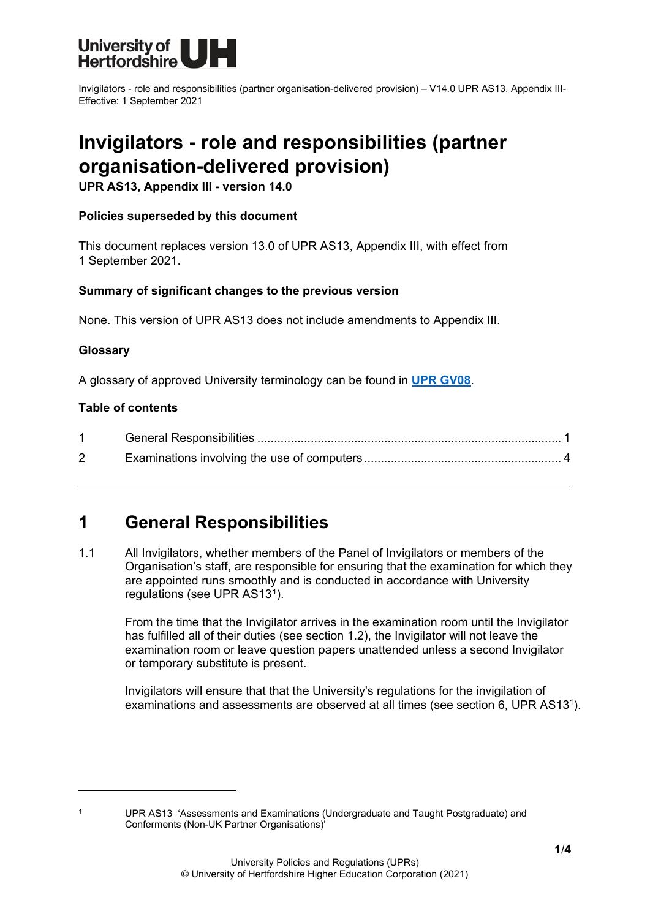Invigilators - role and responsibilities (partner organisation-delivered provision) – V14.0 UPR AS13, Appendix III-
Effective: 1 September 2021

# Invigilators - role and responsibilities (partner organisation-delivered provision)

**UPR AS13, Appendix III - version 14.0**

**Policies superseded by this document**

This document replaces version 13.0 of UPR AS13, Appendix III, with effect from 1 September 2021.

**Summary of significant changes to the previous version**

None. This version of UPR AS13 does not include amendments to Appendix III.

**Glossary**

A glossary of approved University terminology can be found in **UPR GV08**.

**Table of contents**

| | | |
|---|---|---|
| 1 | General Responsibilities | 1 |
| 2 | Examinations involving the use of computers | 4 |

## 1 General Responsibilities

1.1 All Invigilators, whether members of the Panel of Invigilators or members of the Organisation's staff, are responsible for ensuring that the examination for which they are appointed runs smoothly and is conducted in accordance with University regulations (see UPR AS13[1]).

From the time that the Invigilator arrives in the examination room until the Invigilator has fulfilled all of their duties (see section 1.2), the Invigilator will not leave the examination room or leave question papers unattended unless a second Invigilator or temporary substitute is present.

Invigilators will ensure that that the University's regulations for the invigilation of examinations and assessments are observed at all times (see section 6, UPR AS13[1]).

---

[1] UPR AS13 'Assessments and Examinations (Undergraduate and Taught Postgraduate) and Conferments (Non-UK Partner Organisations)'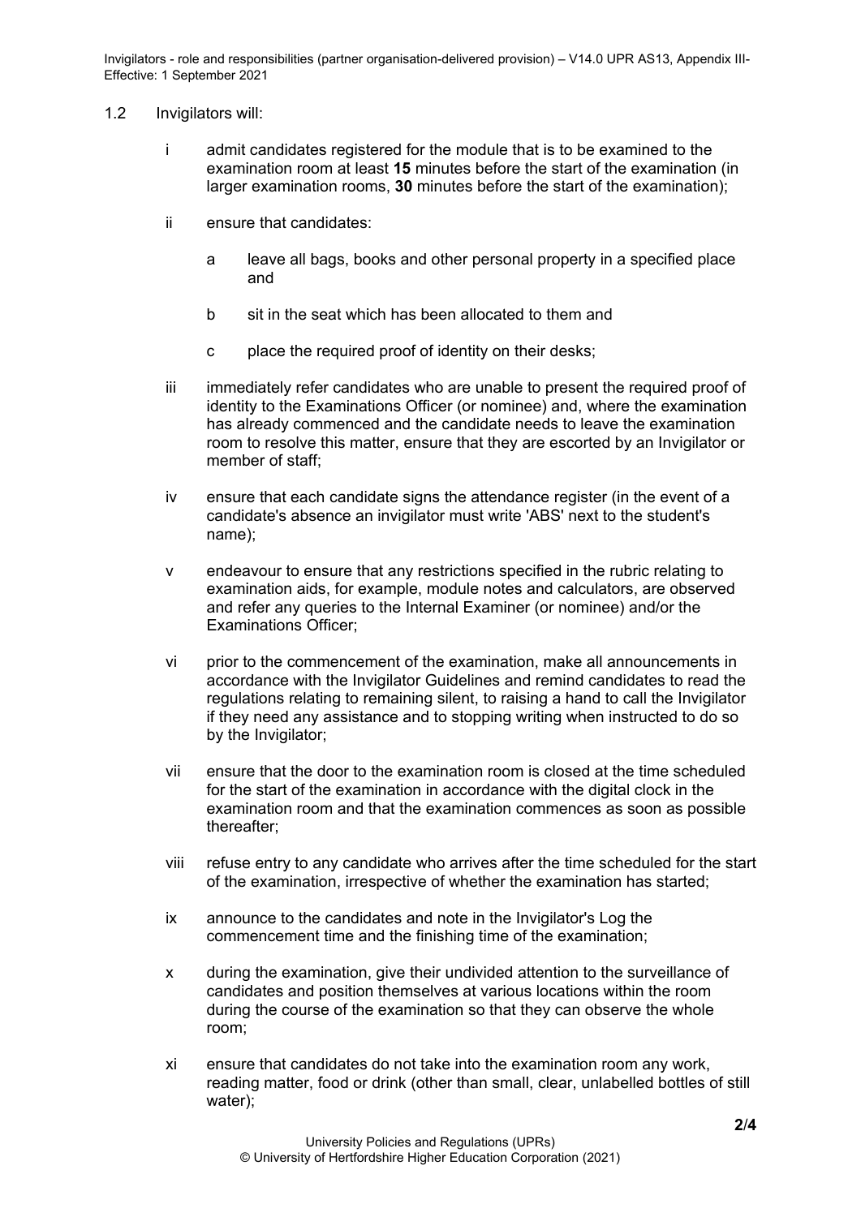1.2 Invigilators will:

i admit candidates registered for the module that is to be examined to the examination room at least **15** minutes before the start of the examination (in larger examination rooms, **30** minutes before the start of the examination);

ii ensure that candidates:

a leave all bags, books and other personal property in a specified place and

b sit in the seat which has been allocated to them and

c place the required proof of identity on their desks;

iii immediately refer candidates who are unable to present the required proof of identity to the Examinations Officer (or nominee) and, where the examination has already commenced and the candidate needs to leave the examination room to resolve this matter, ensure that they are escorted by an Invigilator or member of staff;

iv ensure that each candidate signs the attendance register (in the event of a candidate's absence an invigilator must write 'ABS' next to the student's name);

v endeavour to ensure that any restrictions specified in the rubric relating to examination aids, for example, module notes and calculators, are observed and refer any queries to the Internal Examiner (or nominee) and/or the Examinations Officer;

vi prior to the commencement of the examination, make all announcements in accordance with the Invigilator Guidelines and remind candidates to read the regulations relating to remaining silent, to raising a hand to call the Invigilator if they need any assistance and to stopping writing when instructed to do so by the Invigilator;

vii ensure that the door to the examination room is closed at the time scheduled for the start of the examination in accordance with the digital clock in the examination room and that the examination commences as soon as possible thereafter;

viii refuse entry to any candidate who arrives after the time scheduled for the start of the examination, irrespective of whether the examination has started;

ix announce to the candidates and note in the Invigilator's Log the commencement time and the finishing time of the examination;

x during the examination, give their undivided attention to the surveillance of candidates and position themselves at various locations within the room during the course of the examination so that they can observe the whole room;

xi ensure that candidates do not take into the examination room any work, reading matter, food or drink (other than small, clear, unlabelled bottles of still water);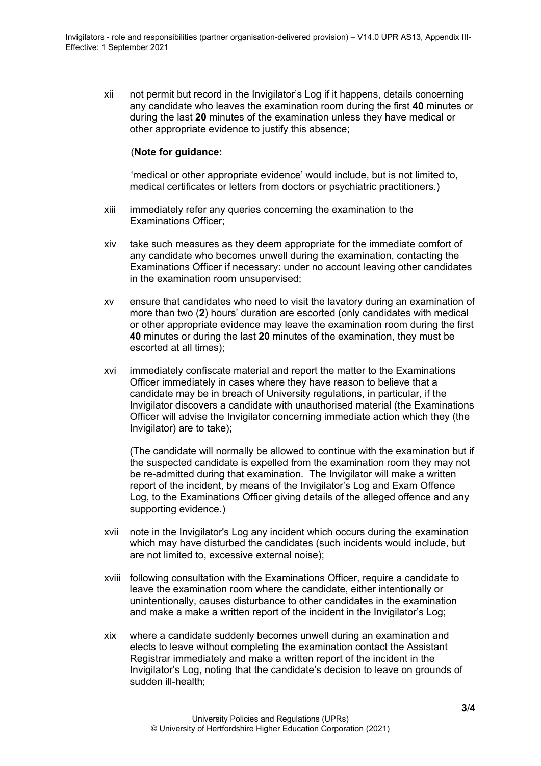xii not permit but record in the Invigilator's Log if it happens, details concerning any candidate who leaves the examination room during the first **40** minutes or during the last **20** minutes of the examination unless they have medical or other appropriate evidence to justify this absence;

(**Note for guidance:**

'medical or other appropriate evidence' would include, but is not limited to, medical certificates or letters from doctors or psychiatric practitioners.)

xiii immediately refer any queries concerning the examination to the Examinations Officer;

xiv take such measures as they deem appropriate for the immediate comfort of any candidate who becomes unwell during the examination, contacting the Examinations Officer if necessary: under no account leaving other candidates in the examination room unsupervised;

xv ensure that candidates who need to visit the lavatory during an examination of more than two (**2**) hours' duration are escorted (only candidates with medical or other appropriate evidence may leave the examination room during the first **40** minutes or during the last **20** minutes of the examination, they must be escorted at all times);

xvi immediately confiscate material and report the matter to the Examinations Officer immediately in cases where they have reason to believe that a candidate may be in breach of University regulations, in particular, if the Invigilator discovers a candidate with unauthorised material (the Examinations Officer will advise the Invigilator concerning immediate action which they (the Invigilator) are to take);

(The candidate will normally be allowed to continue with the examination but if the suspected candidate is expelled from the examination room they may not be re-admitted during that examination. The Invigilator will make a written report of the incident, by means of the Invigilator's Log and Exam Offence Log, to the Examinations Officer giving details of the alleged offence and any supporting evidence.)

xvii note in the Invigilator's Log any incident which occurs during the examination which may have disturbed the candidates (such incidents would include, but are not limited to, excessive external noise);

xviii following consultation with the Examinations Officer, require a candidate to leave the examination room where the candidate, either intentionally or unintentionally, causes disturbance to other candidates in the examination and make a make a written report of the incident in the Invigilator's Log;

xix where a candidate suddenly becomes unwell during an examination and elects to leave without completing the examination contact the Assistant Registrar immediately and make a written report of the incident in the Invigilator's Log, noting that the candidate's decision to leave on grounds of sudden ill-health;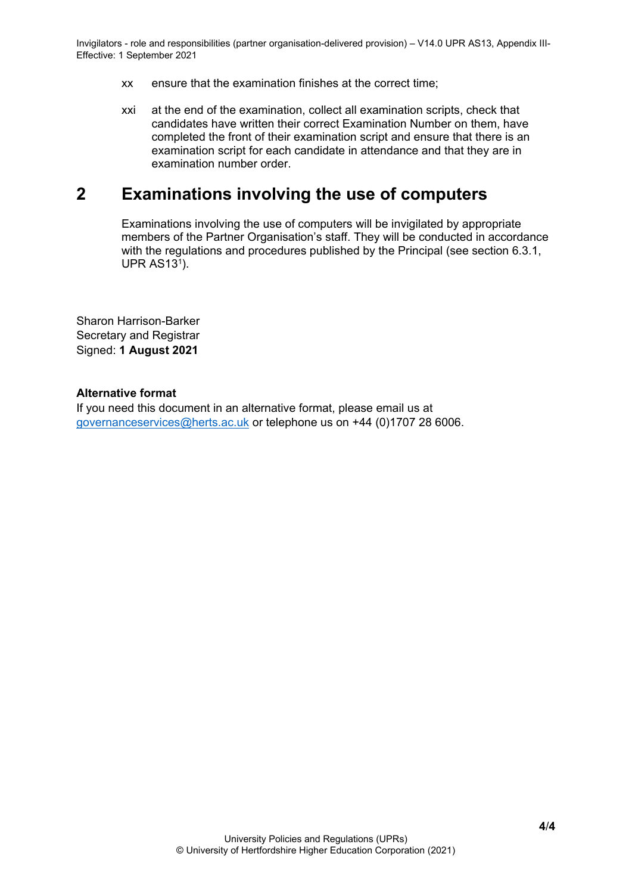xx ensure that the examination finishes at the correct time;

xxi at the end of the examination, collect all examination scripts, check that candidates have written their correct Examination Number on them, have completed the front of their examination script and ensure that there is an examination script for each candidate in attendance and that they are in examination number order.

## 2 Examinations involving the use of computers

Examinations involving the use of computers will be invigilated by appropriate members of the Partner Organisation's staff. They will be conducted in accordance with the regulations and procedures published by the Principal (see section 6.3.1, UPR AS13[1]).

Sharon Harrison-Barker
Secretary and Registrar
Signed: **1 August 2021**

**Alternative format**
If you need this document in an alternative format, please email us at governanceservices@herts.ac.uk or telephone us on +44 (0)1707 28 6006.